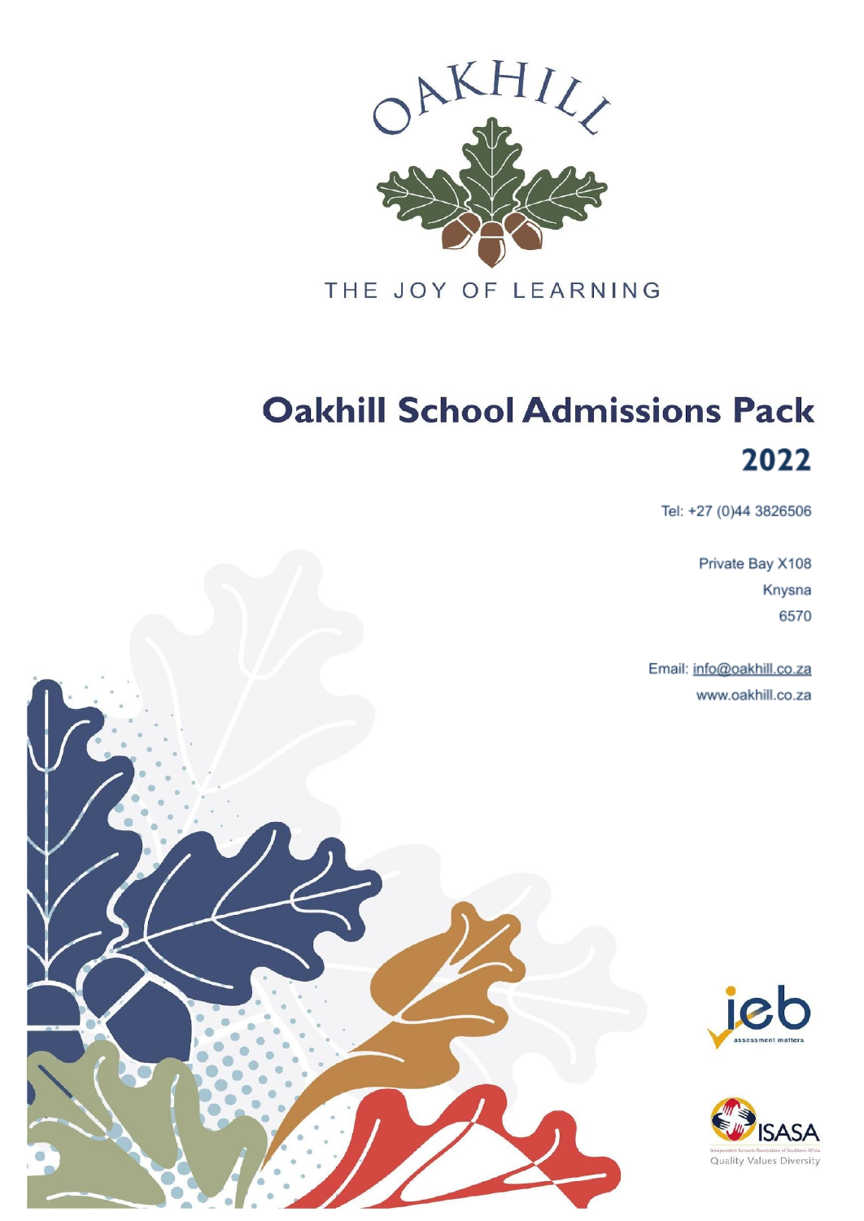OAKHILL

THE JOY OF LEARNING

# Oakhill School Admissions Pack

## 2022

Tel: +27 (0)44 3826506

Private Bay X108

Knysna

6570

Email: info@oakhill.co.za

www.oakhill.co.za

ieb assessment matters

ISASA

Quality Values Diversity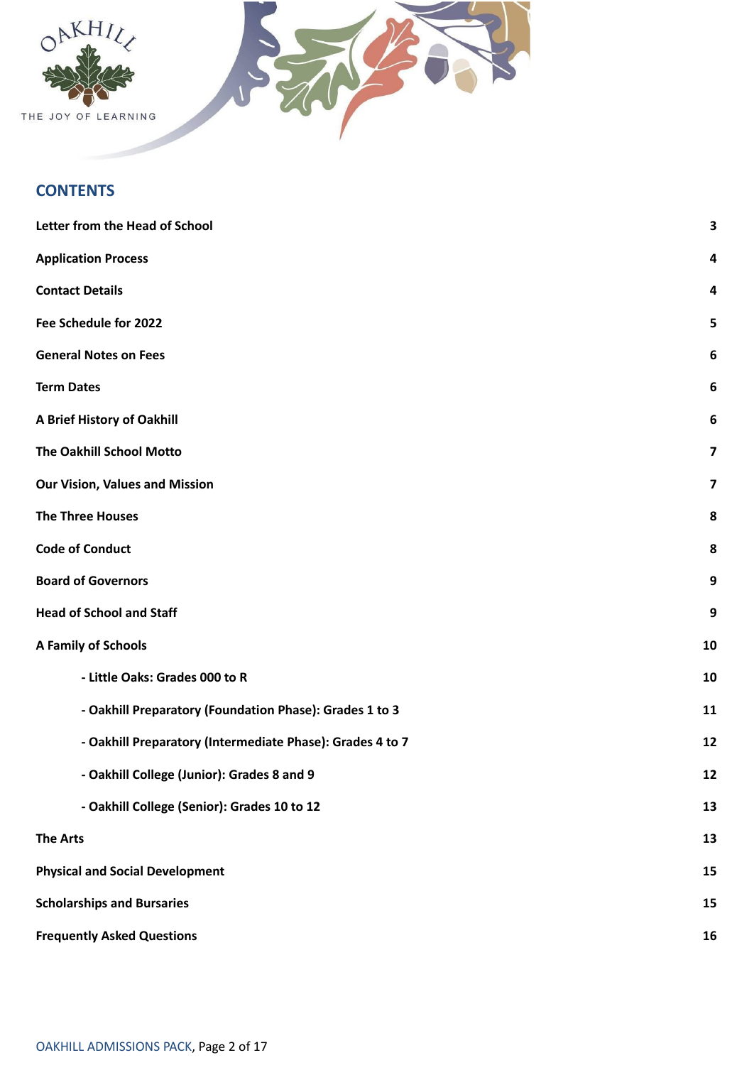## CONTENTS

| | |
|---|---|
| **Letter from the Head of School** | **3** |
| **Application Process** | **4** |
| **Contact Details** | **4** |
| **Fee Schedule for 2022** | **5** |
| **General Notes on Fees** | **6** |
| **Term Dates** | **6** |
| **A Brief History of Oakhill** | **6** |
| **The Oakhill School Motto** | **7** |
| **Our Vision, Values and Mission** | **7** |
| **The Three Houses** | **8** |
| **Code of Conduct** | **8** |
| **Board of Governors** | **9** |
| **Head of School and Staff** | **9** |
| **A Family of Schools** | **10** |
| **- Little Oaks: Grades 000 to R** | **10** |
| **- Oakhill Preparatory (Foundation Phase): Grades 1 to 3** | **11** |
| **- Oakhill Preparatory (Intermediate Phase): Grades 4 to 7** | **12** |
| **- Oakhill College (Junior): Grades 8 and 9** | **12** |
| **- Oakhill College (Senior): Grades 10 to 12** | **13** |
| **The Arts** | **13** |
| **Physical and Social Development** | **15** |
| **Scholarships and Bursaries** | **15** |
| **Frequently Asked Questions** | **16** |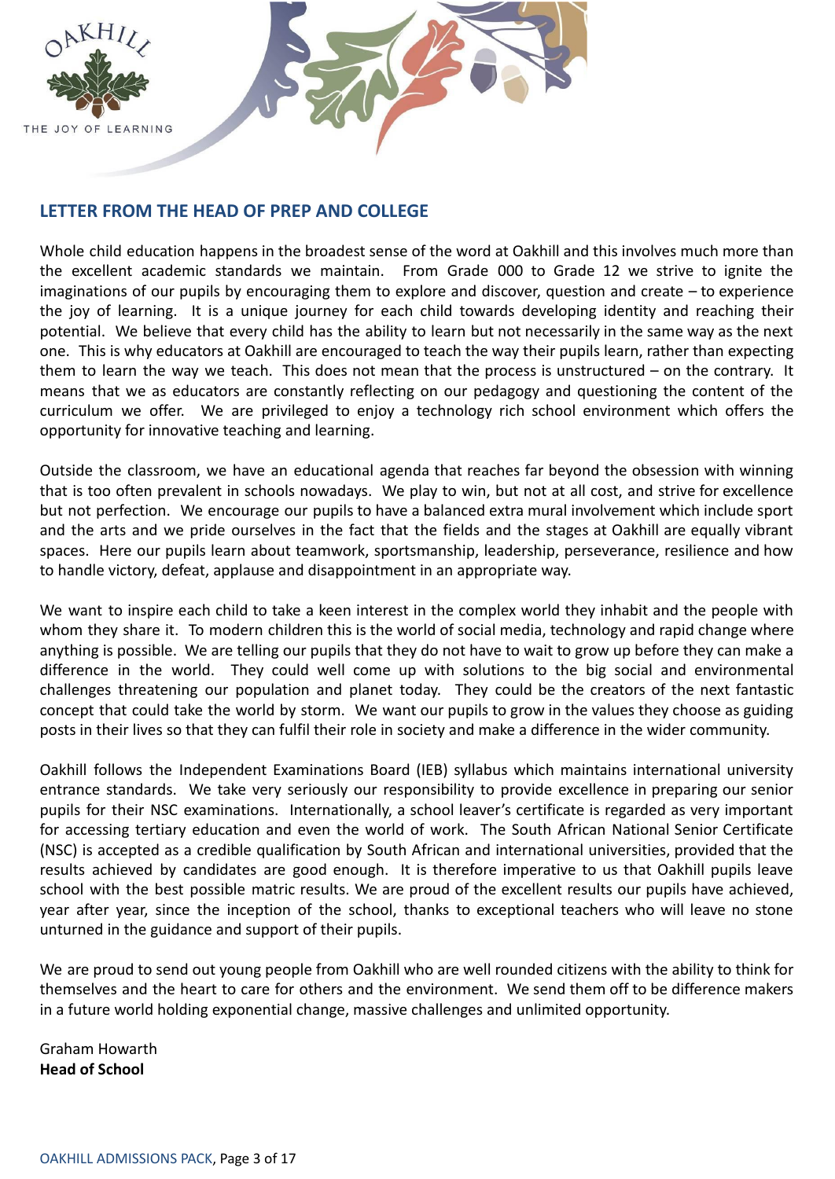## LETTER FROM THE HEAD OF PREP AND COLLEGE

Whole child education happens in the broadest sense of the word at Oakhill and this involves much more than the excellent academic standards we maintain. From Grade 000 to Grade 12 we strive to ignite the imaginations of our pupils by encouraging them to explore and discover, question and create – to experience the joy of learning. It is a unique journey for each child towards developing identity and reaching their potential. We believe that every child has the ability to learn but not necessarily in the same way as the next one. This is why educators at Oakhill are encouraged to teach the way their pupils learn, rather than expecting them to learn the way we teach. This does not mean that the process is unstructured – on the contrary. It means that we as educators are constantly reflecting on our pedagogy and questioning the content of the curriculum we offer. We are privileged to enjoy a technology rich school environment which offers the opportunity for innovative teaching and learning.

Outside the classroom, we have an educational agenda that reaches far beyond the obsession with winning that is too often prevalent in schools nowadays. We play to win, but not at all cost, and strive for excellence but not perfection. We encourage our pupils to have a balanced extra mural involvement which include sport and the arts and we pride ourselves in the fact that the fields and the stages at Oakhill are equally vibrant spaces. Here our pupils learn about teamwork, sportsmanship, leadership, perseverance, resilience and how to handle victory, defeat, applause and disappointment in an appropriate way.

We want to inspire each child to take a keen interest in the complex world they inhabit and the people with whom they share it. To modern children this is the world of social media, technology and rapid change where anything is possible. We are telling our pupils that they do not have to wait to grow up before they can make a difference in the world. They could well come up with solutions to the big social and environmental challenges threatening our population and planet today. They could be the creators of the next fantastic concept that could take the world by storm. We want our pupils to grow in the values they choose as guiding posts in their lives so that they can fulfil their role in society and make a difference in the wider community.

Oakhill follows the Independent Examinations Board (IEB) syllabus which maintains international university entrance standards. We take very seriously our responsibility to provide excellence in preparing our senior pupils for their NSC examinations. Internationally, a school leaver's certificate is regarded as very important for accessing tertiary education and even the world of work. The South African National Senior Certificate (NSC) is accepted as a credible qualification by South African and international universities, provided that the results achieved by candidates are good enough. It is therefore imperative to us that Oakhill pupils leave school with the best possible matric results. We are proud of the excellent results our pupils have achieved, year after year, since the inception of the school, thanks to exceptional teachers who will leave no stone unturned in the guidance and support of their pupils.

We are proud to send out young people from Oakhill who are well rounded citizens with the ability to think for themselves and the heart to care for others and the environment. We send them off to be difference makers in a future world holding exponential change, massive challenges and unlimited opportunity.

Graham Howarth
**Head of School**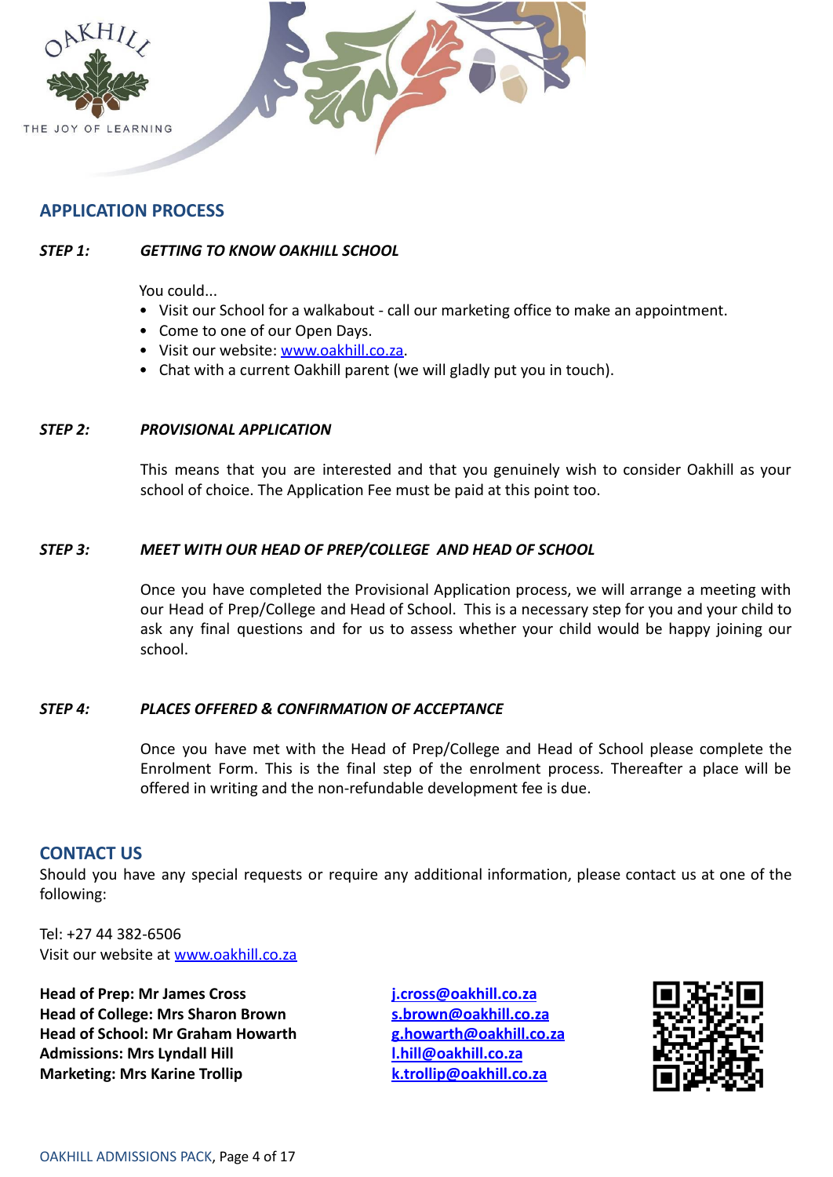## APPLICATION PROCESS

### *STEP 1: GETTING TO KNOW OAKHILL SCHOOL*

You could...

- Visit our School for a walkabout - call our marketing office to make an appointment.
- Come to one of our Open Days.
- Visit our website: www.oakhill.co.za.
- Chat with a current Oakhill parent (we will gladly put you in touch).

### *STEP 2: PROVISIONAL APPLICATION*

This means that you are interested and that you genuinely wish to consider Oakhill as your school of choice. The Application Fee must be paid at this point too.

### *STEP 3: MEET WITH OUR HEAD OF PREP/COLLEGE AND HEAD OF SCHOOL*

Once you have completed the Provisional Application process, we will arrange a meeting with our Head of Prep/College and Head of School. This is a necessary step for you and your child to ask any final questions and for us to assess whether your child would be happy joining our school.

### *STEP 4: PLACES OFFERED & CONFIRMATION OF ACCEPTANCE*

Once you have met with the Head of Prep/College and Head of School please complete the Enrolment Form. This is the final step of the enrolment process. Thereafter a place will be offered in writing and the non-refundable development fee is due.

## CONTACT US

Should you have any special requests or require any additional information, please contact us at one of the following:

Tel: +27 44 382-6506
Visit our website at www.oakhill.co.za

**Head of Prep: Mr James Cross** — **j.cross@oakhill.co.za**
**Head of College: Mrs Sharon Brown** — **s.brown@oakhill.co.za**
**Head of School: Mr Graham Howarth** — **g.howarth@oakhill.co.za**
**Admissions: Mrs Lyndall Hill** — **l.hill@oakhill.co.za**
**Marketing: Mrs Karine Trollip** — **k.trollip@oakhill.co.za**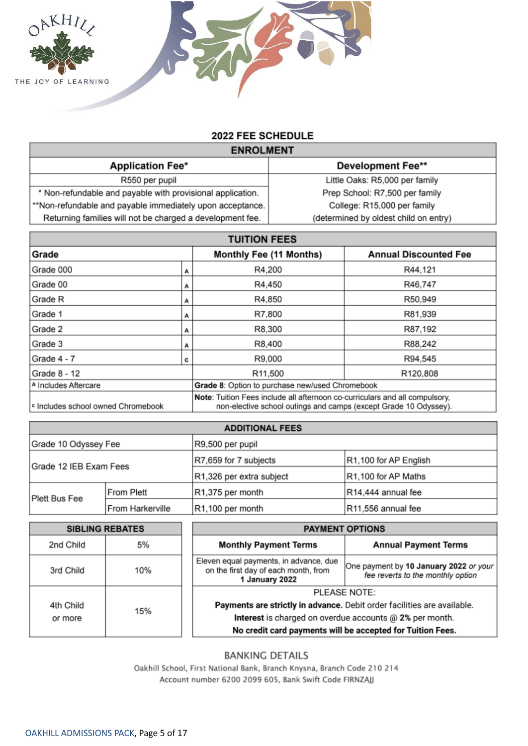OAKHILL

THE JOY OF LEARNING

## 2022 FEE SCHEDULE

### ENROLMENT

| Application Fee* | Development Fee** |
|---|---|
| R550 per pupil | Little Oaks: R5,000 per family |
| * Non-refundable and payable with provisional application. | Prep School: R7,500 per family |
| **Non-refundable and payable immediately upon acceptance. | College: R15,000 per family |
| Returning families will not be charged a development fee. | (determined by oldest child on entry) |

### TUITION FEES

| Grade | | Monthly Fee (11 Months) | Annual Discounted Fee |
|---|---|---|---|
| Grade 000 | A | R4,200 | R44,121 |
| Grade 00 | A | R4,450 | R46,747 |
| Grade R | A | R4,850 | R50,949 |
| Grade 1 | A | R7,800 | R81,939 |
| Grade 2 | A | R8,300 | R87,192 |
| Grade 3 | A | R8,400 | R88,242 |
| Grade 4 - 7 | C | R9,000 | R94,545 |
| Grade 8 - 12 | | R11,500 | R120,808 |
| A Includes Aftercare | | **Grade 8**: Option to purchase new/used Chromebook | |
| C Includes school owned Chromebook | | **Note**: Tuition Fees include all afternoon co-curriculars and all compulsory, non-elective school outings and camps (except Grade 10 Odyssey). | |

### ADDITIONAL FEES

| | | | |
|---|---|---|---|
| Grade 10 Odyssey Fee | | R9,500 per pupil | |
| Grade 12 IEB Exam Fees | | R7,659 for 7 subjects | R1,100 for AP English |
| | | R1,326 per extra subject | R1,100 for AP Maths |
| Plett Bus Fee | From Plett | R1,375 per month | R14,444 annual fee |
| | From Harkerville | R1,100 per month | R11,556 annual fee |

### SIBLING REBATES

| | |
|---|---|
| 2nd Child | 5% |
| 3rd Child | 10% |
| 4th Child or more | 15% |

### PAYMENT OPTIONS

| Monthly Payment Terms | Annual Payment Terms |
|---|---|
| Eleven equal payments, in advance, due on the first day of each month, from **1 January 2022** | One payment by **10 January 2022** *or your fee reverts to the monthly option* |

PLEASE NOTE:

**Payments are strictly in advance.** Debit order facilities are available.

**Interest** is charged on overdue accounts @ **2%** per month.

**No credit card payments will be accepted for Tuition Fees.**

### BANKING DETAILS

Oakhill School, First National Bank, Branch Knysna, Branch Code 210 214

Account number 6200 2099 605, Bank Swift Code FIRNZAJJ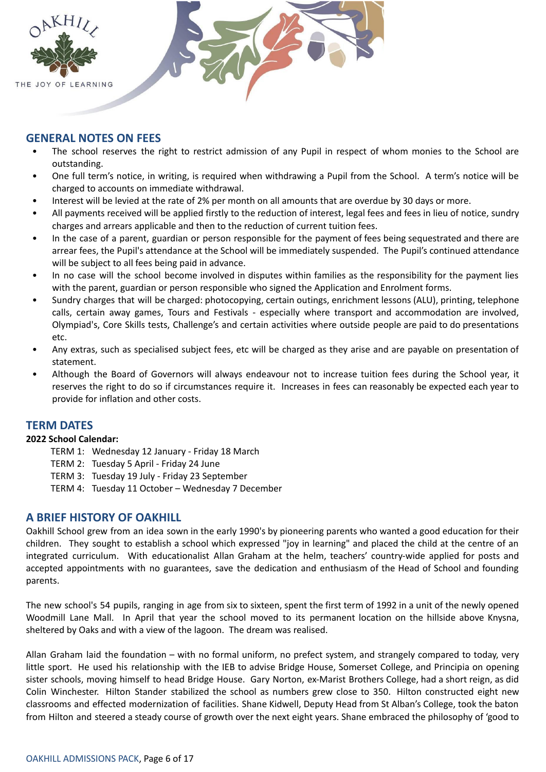## GENERAL NOTES ON FEES

- The school reserves the right to restrict admission of any Pupil in respect of whom monies to the School are outstanding.
- One full term's notice, in writing, is required when withdrawing a Pupil from the School. A term's notice will be charged to accounts on immediate withdrawal.
- Interest will be levied at the rate of 2% per month on all amounts that are overdue by 30 days or more.
- All payments received will be applied firstly to the reduction of interest, legal fees and fees in lieu of notice, sundry charges and arrears applicable and then to the reduction of current tuition fees.
- In the case of a parent, guardian or person responsible for the payment of fees being sequestrated and there are arrear fees, the Pupil's attendance at the School will be immediately suspended. The Pupil's continued attendance will be subject to all fees being paid in advance.
- In no case will the school become involved in disputes within families as the responsibility for the payment lies with the parent, guardian or person responsible who signed the Application and Enrolment forms.
- Sundry charges that will be charged: photocopying, certain outings, enrichment lessons (ALU), printing, telephone calls, certain away games, Tours and Festivals - especially where transport and accommodation are involved, Olympiad's, Core Skills tests, Challenge's and certain activities where outside people are paid to do presentations etc.
- Any extras, such as specialised subject fees, etc will be charged as they arise and are payable on presentation of statement.
- Although the Board of Governors will always endeavour not to increase tuition fees during the School year, it reserves the right to do so if circumstances require it. Increases in fees can reasonably be expected each year to provide for inflation and other costs.

## TERM DATES

**2022 School Calendar:**

TERM 1: Wednesday 12 January - Friday 18 March
TERM 2: Tuesday 5 April - Friday 24 June
TERM 3: Tuesday 19 July - Friday 23 September
TERM 4: Tuesday 11 October – Wednesday 7 December

## A BRIEF HISTORY OF OAKHILL

Oakhill School grew from an idea sown in the early 1990's by pioneering parents who wanted a good education for their children. They sought to establish a school which expressed "joy in learning" and placed the child at the centre of an integrated curriculum. With educationalist Allan Graham at the helm, teachers' country-wide applied for posts and accepted appointments with no guarantees, save the dedication and enthusiasm of the Head of School and founding parents.

The new school's 54 pupils, ranging in age from six to sixteen, spent the first term of 1992 in a unit of the newly opened Woodmill Lane Mall. In April that year the school moved to its permanent location on the hillside above Knysna, sheltered by Oaks and with a view of the lagoon. The dream was realised.

Allan Graham laid the foundation – with no formal uniform, no prefect system, and strangely compared to today, very little sport. He used his relationship with the IEB to advise Bridge House, Somerset College, and Principia on opening sister schools, moving himself to head Bridge House. Gary Norton, ex-Marist Brothers College, had a short reign, as did Colin Winchester. Hilton Stander stabilized the school as numbers grew close to 350. Hilton constructed eight new classrooms and effected modernization of facilities. Shane Kidwell, Deputy Head from St Alban's College, took the baton from Hilton and steered a steady course of growth over the next eight years. Shane embraced the philosophy of 'good to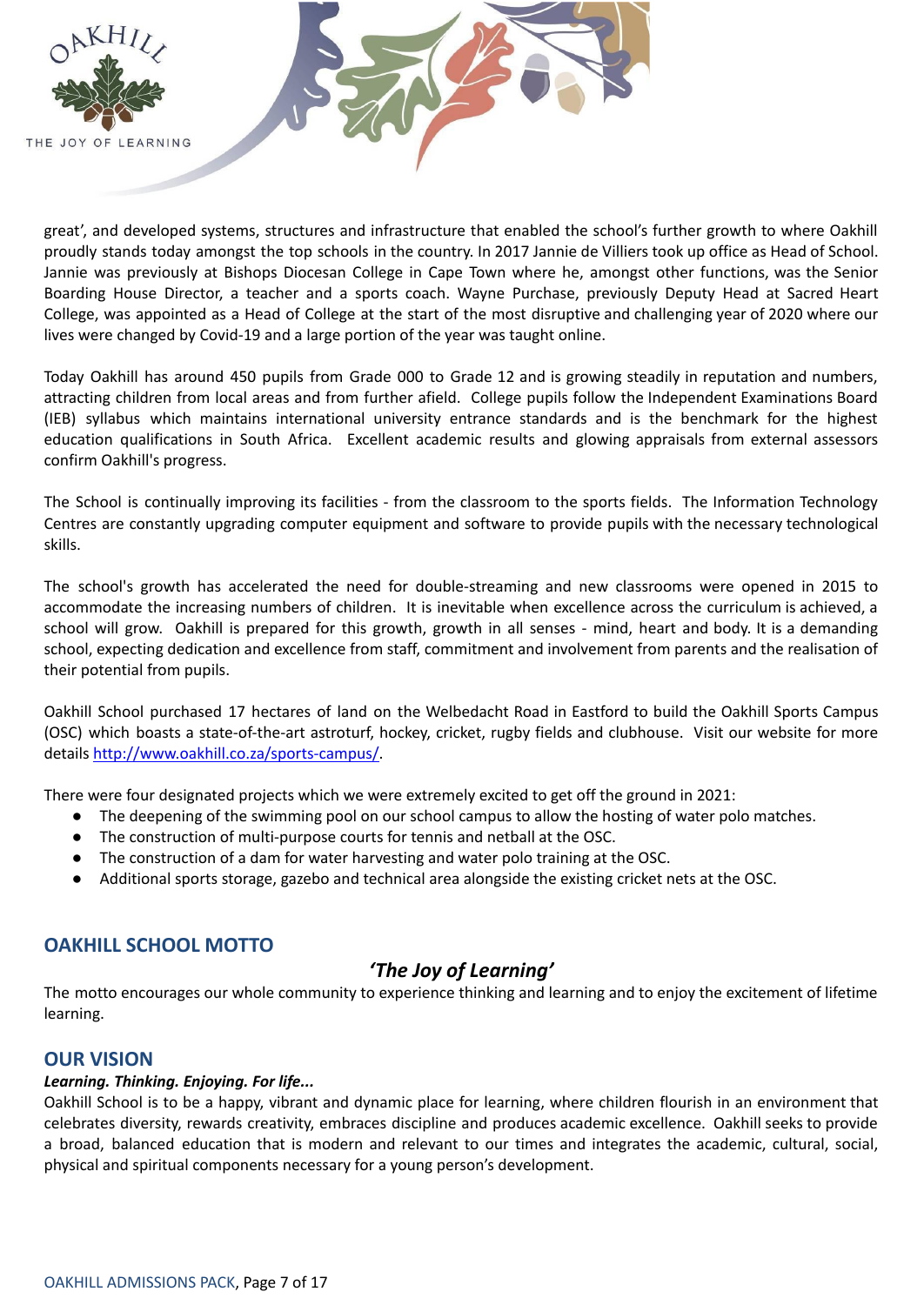great', and developed systems, structures and infrastructure that enabled the school's further growth to where Oakhill proudly stands today amongst the top schools in the country. In 2017 Jannie de Villiers took up office as Head of School. Jannie was previously at Bishops Diocesan College in Cape Town where he, amongst other functions, was the Senior Boarding House Director, a teacher and a sports coach. Wayne Purchase, previously Deputy Head at Sacred Heart College, was appointed as a Head of College at the start of the most disruptive and challenging year of 2020 where our lives were changed by Covid-19 and a large portion of the year was taught online.

Today Oakhill has around 450 pupils from Grade 000 to Grade 12 and is growing steadily in reputation and numbers, attracting children from local areas and from further afield. College pupils follow the Independent Examinations Board (IEB) syllabus which maintains international university entrance standards and is the benchmark for the highest education qualifications in South Africa. Excellent academic results and glowing appraisals from external assessors confirm Oakhill's progress.

The School is continually improving its facilities - from the classroom to the sports fields. The Information Technology Centres are constantly upgrading computer equipment and software to provide pupils with the necessary technological skills.

The school's growth has accelerated the need for double-streaming and new classrooms were opened in 2015 to accommodate the increasing numbers of children. It is inevitable when excellence across the curriculum is achieved, a school will grow. Oakhill is prepared for this growth, growth in all senses - mind, heart and body. It is a demanding school, expecting dedication and excellence from staff, commitment and involvement from parents and the realisation of their potential from pupils.

Oakhill School purchased 17 hectares of land on the Welbedacht Road in Eastford to build the Oakhill Sports Campus (OSC) which boasts a state-of-the-art astroturf, hockey, cricket, rugby fields and clubhouse. Visit our website for more details [http://www.oakhill.co.za/sports-campus/](http://www.oakhill.co.za/sports-campus/).

There were four designated projects which we were extremely excited to get off the ground in 2021:

- The deepening of the swimming pool on our school campus to allow the hosting of water polo matches.
- The construction of multi-purpose courts for tennis and netball at the OSC.
- The construction of a dam for water harvesting and water polo training at the OSC.
- Additional sports storage, gazebo and technical area alongside the existing cricket nets at the OSC.

## OAKHILL SCHOOL MOTTO

***'The Joy of Learning'***

The motto encourages our whole community to experience thinking and learning and to enjoy the excitement of lifetime learning.

## OUR VISION

***Learning. Thinking. Enjoying. For life...***

Oakhill School is to be a happy, vibrant and dynamic place for learning, where children flourish in an environment that celebrates diversity, rewards creativity, embraces discipline and produces academic excellence. Oakhill seeks to provide a broad, balanced education that is modern and relevant to our times and integrates the academic, cultural, social, physical and spiritual components necessary for a young person's development.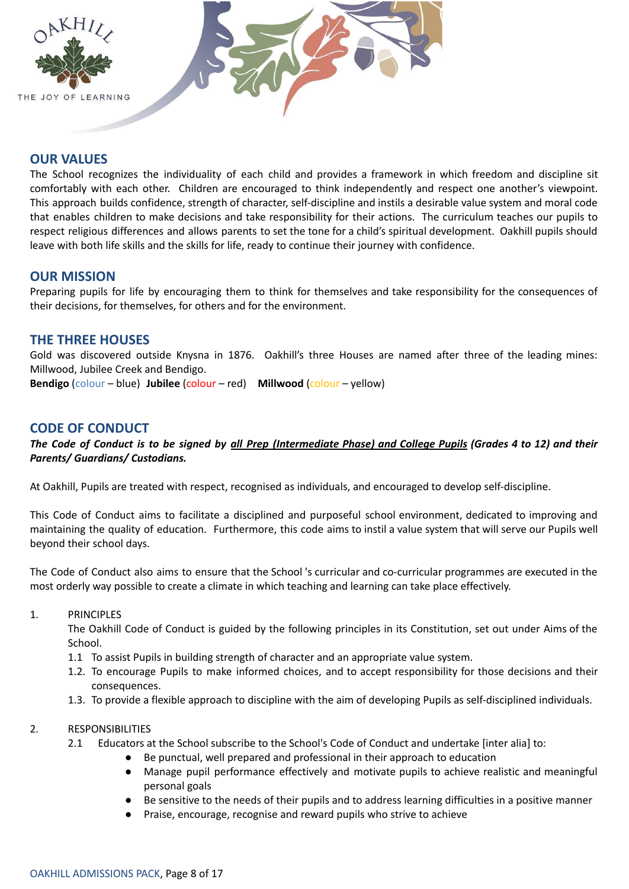## OUR VALUES

The School recognizes the individuality of each child and provides a framework in which freedom and discipline sit comfortably with each other. Children are encouraged to think independently and respect one another's viewpoint. This approach builds confidence, strength of character, self-discipline and instils a desirable value system and moral code that enables children to make decisions and take responsibility for their actions. The curriculum teaches our pupils to respect religious differences and allows parents to set the tone for a child's spiritual development. Oakhill pupils should leave with both life skills and the skills for life, ready to continue their journey with confidence.

## OUR MISSION

Preparing pupils for life by encouraging them to think for themselves and take responsibility for the consequences of their decisions, for themselves, for others and for the environment.

## THE THREE HOUSES

Gold was discovered outside Knysna in 1876. Oakhill's three Houses are named after three of the leading mines: Millwood, Jubilee Creek and Bendigo.

**Bendigo** (colour – blue) **Jubilee** (colour – red) **Millwood** (colour – yellow)

## CODE OF CONDUCT

***The Code of Conduct is to be signed by <u>all Prep (Intermediate Phase) and College Pupils</u> (Grades 4 to 12) and their Parents/ Guardians/ Custodians.***

At Oakhill, Pupils are treated with respect, recognised as individuals, and encouraged to develop self-discipline.

This Code of Conduct aims to facilitate a disciplined and purposeful school environment, dedicated to improving and maintaining the quality of education. Furthermore, this code aims to instil a value system that will serve our Pupils well beyond their school days.

The Code of Conduct also aims to ensure that the School 's curricular and co-curricular programmes are executed in the most orderly way possible to create a climate in which teaching and learning can take place effectively.

1. PRINCIPLES

   The Oakhill Code of Conduct is guided by the following principles in its Constitution, set out under Aims of the School.

   1.1 To assist Pupils in building strength of character and an appropriate value system.

   1.2. To encourage Pupils to make informed choices, and to accept responsibility for those decisions and their consequences.

   1.3. To provide a flexible approach to discipline with the aim of developing Pupils as self-disciplined individuals.

2. RESPONSIBILITIES

   2.1 Educators at the School subscribe to the School's Code of Conduct and undertake [inter alia] to:

   - Be punctual, well prepared and professional in their approach to education
   - Manage pupil performance effectively and motivate pupils to achieve realistic and meaningful personal goals
   - Be sensitive to the needs of their pupils and to address learning difficulties in a positive manner
   - Praise, encourage, recognise and reward pupils who strive to achieve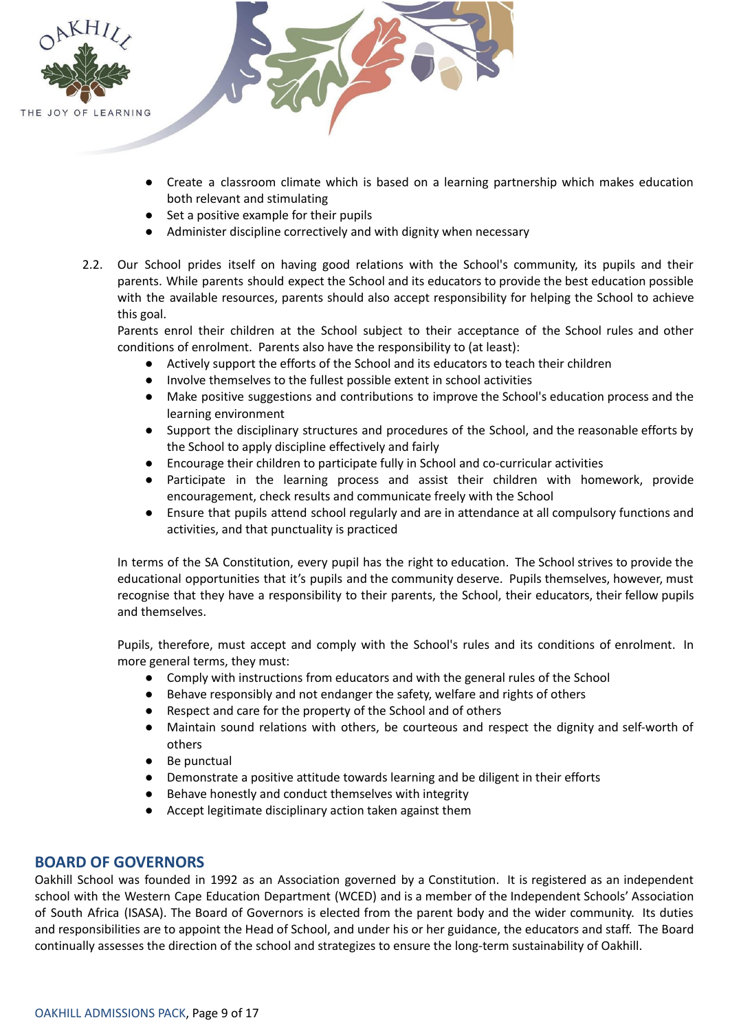- Create a classroom climate which is based on a learning partnership which makes education both relevant and stimulating
- Set a positive example for their pupils
- Administer discipline correctively and with dignity when necessary

2.2. Our School prides itself on having good relations with the School's community, its pupils and their parents. While parents should expect the School and its educators to provide the best education possible with the available resources, parents should also accept responsibility for helping the School to achieve this goal.

Parents enrol their children at the School subject to their acceptance of the School rules and other conditions of enrolment. Parents also have the responsibility to (at least):

- Actively support the efforts of the School and its educators to teach their children
- Involve themselves to the fullest possible extent in school activities
- Make positive suggestions and contributions to improve the School's education process and the learning environment
- Support the disciplinary structures and procedures of the School, and the reasonable efforts by the School to apply discipline effectively and fairly
- Encourage their children to participate fully in School and co-curricular activities
- Participate in the learning process and assist their children with homework, provide encouragement, check results and communicate freely with the School
- Ensure that pupils attend school regularly and are in attendance at all compulsory functions and activities, and that punctuality is practiced

In terms of the SA Constitution, every pupil has the right to education. The School strives to provide the educational opportunities that it's pupils and the community deserve. Pupils themselves, however, must recognise that they have a responsibility to their parents, the School, their educators, their fellow pupils and themselves.

Pupils, therefore, must accept and comply with the School's rules and its conditions of enrolment. In more general terms, they must:

- Comply with instructions from educators and with the general rules of the School
- Behave responsibly and not endanger the safety, welfare and rights of others
- Respect and care for the property of the School and of others
- Maintain sound relations with others, be courteous and respect the dignity and self-worth of others
- Be punctual
- Demonstrate a positive attitude towards learning and be diligent in their efforts
- Behave honestly and conduct themselves with integrity
- Accept legitimate disciplinary action taken against them

## BOARD OF GOVERNORS

Oakhill School was founded in 1992 as an Association governed by a Constitution. It is registered as an independent school with the Western Cape Education Department (WCED) and is a member of the Independent Schools' Association of South Africa (ISASA). The Board of Governors is elected from the parent body and the wider community. Its duties and responsibilities are to appoint the Head of School, and under his or her guidance, the educators and staff. The Board continually assesses the direction of the school and strategizes to ensure the long-term sustainability of Oakhill.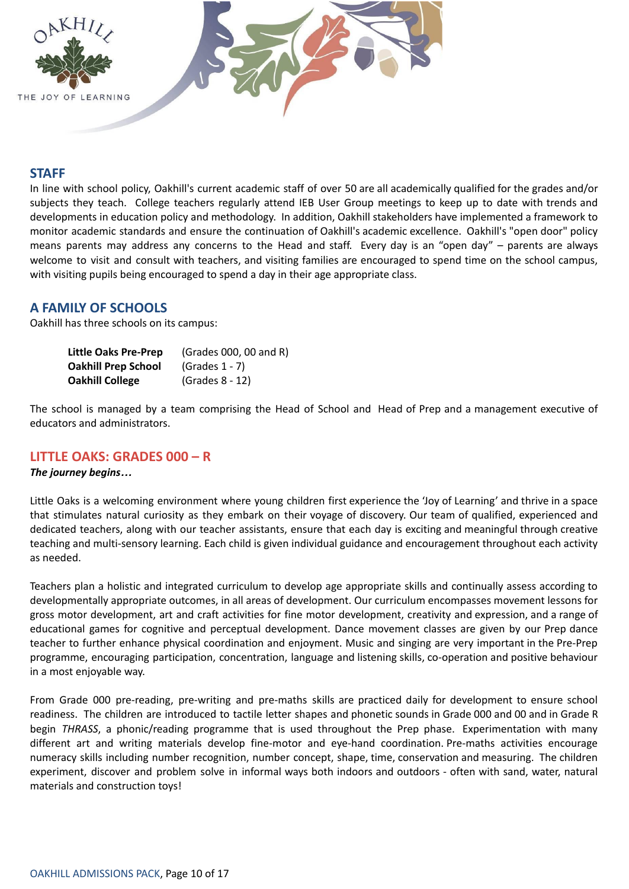## STAFF

In line with school policy, Oakhill's current academic staff of over 50 are all academically qualified for the grades and/or subjects they teach. College teachers regularly attend IEB User Group meetings to keep up to date with trends and developments in education policy and methodology. In addition, Oakhill stakeholders have implemented a framework to monitor academic standards and ensure the continuation of Oakhill's academic excellence. Oakhill's "open door" policy means parents may address any concerns to the Head and staff. Every day is an "open day" – parents are always welcome to visit and consult with teachers, and visiting families are encouraged to spend time on the school campus, with visiting pupils being encouraged to spend a day in their age appropriate class.

## A FAMILY OF SCHOOLS

Oakhill has three schools on its campus:

| | |
|---|---|
| **Little Oaks Pre-Prep** | (Grades 000, 00 and R) |
| **Oakhill Prep School** | (Grades 1 - 7) |
| **Oakhill College** | (Grades 8 - 12) |

The school is managed by a team comprising the Head of School and Head of Prep and a management executive of educators and administrators.

## LITTLE OAKS: GRADES 000 – R

***The journey begins…***

Little Oaks is a welcoming environment where young children first experience the 'Joy of Learning' and thrive in a space that stimulates natural curiosity as they embark on their voyage of discovery. Our team of qualified, experienced and dedicated teachers, along with our teacher assistants, ensure that each day is exciting and meaningful through creative teaching and multi-sensory learning. Each child is given individual guidance and encouragement throughout each activity as needed.

Teachers plan a holistic and integrated curriculum to develop age appropriate skills and continually assess according to developmentally appropriate outcomes, in all areas of development. Our curriculum encompasses movement lessons for gross motor development, art and craft activities for fine motor development, creativity and expression, and a range of educational games for cognitive and perceptual development. Dance movement classes are given by our Prep dance teacher to further enhance physical coordination and enjoyment. Music and singing are very important in the Pre-Prep programme, encouraging participation, concentration, language and listening skills, co-operation and positive behaviour in a most enjoyable way.

From Grade 000 pre-reading, pre-writing and pre-maths skills are practiced daily for development to ensure school readiness. The children are introduced to tactile letter shapes and phonetic sounds in Grade 000 and 00 and in Grade R begin *THRASS*, a phonic/reading programme that is used throughout the Prep phase. Experimentation with many different art and writing materials develop fine-motor and eye-hand coordination. Pre-maths activities encourage numeracy skills including number recognition, number concept, shape, time, conservation and measuring. The children experiment, discover and problem solve in informal ways both indoors and outdoors - often with sand, water, natural materials and construction toys!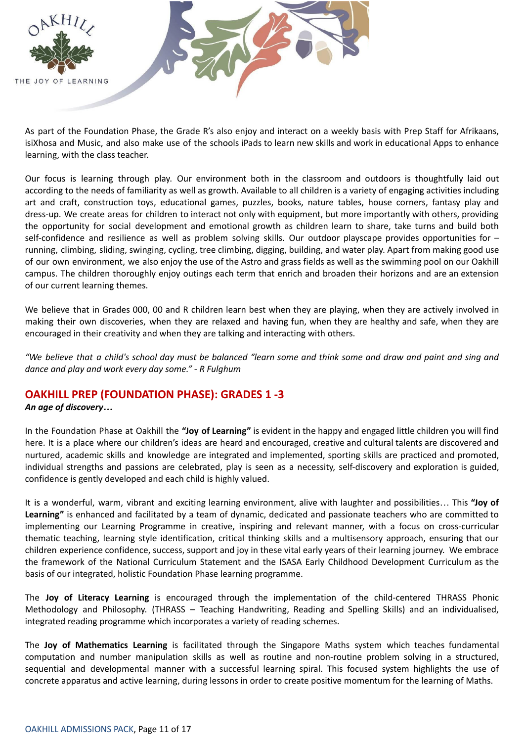As part of the Foundation Phase, the Grade R's also enjoy and interact on a weekly basis with Prep Staff for Afrikaans, isiXhosa and Music, and also make use of the schools iPads to learn new skills and work in educational Apps to enhance learning, with the class teacher.

Our focus is learning through play. Our environment both in the classroom and outdoors is thoughtfully laid out according to the needs of familiarity as well as growth. Available to all children is a variety of engaging activities including art and craft, construction toys, educational games, puzzles, books, nature tables, house corners, fantasy play and dress-up. We create areas for children to interact not only with equipment, but more importantly with others, providing the opportunity for social development and emotional growth as children learn to share, take turns and build both self-confidence and resilience as well as problem solving skills. Our outdoor playscape provides opportunities for – running, climbing, sliding, swinging, cycling, tree climbing, digging, building, and water play. Apart from making good use of our own environment, we also enjoy the use of the Astro and grass fields as well as the swimming pool on our Oakhill campus. The children thoroughly enjoy outings each term that enrich and broaden their horizons and are an extension of our current learning themes.

We believe that in Grades 000, 00 and R children learn best when they are playing, when they are actively involved in making their own discoveries, when they are relaxed and having fun, when they are healthy and safe, when they are encouraged in their creativity and when they are talking and interacting with others.

*"We believe that a child's school day must be balanced "learn some and think some and draw and paint and sing and dance and play and work every day some." - R Fulghum*

## OAKHILL PREP (FOUNDATION PHASE): GRADES 1 -3

***An age of discovery…***

In the Foundation Phase at Oakhill the **"Joy of Learning"** is evident in the happy and engaged little children you will find here. It is a place where our children's ideas are heard and encouraged, creative and cultural talents are discovered and nurtured, academic skills and knowledge are integrated and implemented, sporting skills are practiced and promoted, individual strengths and passions are celebrated, play is seen as a necessity, self-discovery and exploration is guided, confidence is gently developed and each child is highly valued.

It is a wonderful, warm, vibrant and exciting learning environment, alive with laughter and possibilities… This **"Joy of Learning"** is enhanced and facilitated by a team of dynamic, dedicated and passionate teachers who are committed to implementing our Learning Programme in creative, inspiring and relevant manner, with a focus on cross-curricular thematic teaching, learning style identification, critical thinking skills and a multisensory approach, ensuring that our children experience confidence, success, support and joy in these vital early years of their learning journey. We embrace the framework of the National Curriculum Statement and the ISASA Early Childhood Development Curriculum as the basis of our integrated, holistic Foundation Phase learning programme.

The **Joy of Literacy Learning** is encouraged through the implementation of the child-centered THRASS Phonic Methodology and Philosophy. (THRASS – Teaching Handwriting, Reading and Spelling Skills) and an individualised, integrated reading programme which incorporates a variety of reading schemes.

The **Joy of Mathematics Learning** is facilitated through the Singapore Maths system which teaches fundamental computation and number manipulation skills as well as routine and non-routine problem solving in a structured, sequential and developmental manner with a successful learning spiral. This focused system highlights the use of concrete apparatus and active learning, during lessons in order to create positive momentum for the learning of Maths.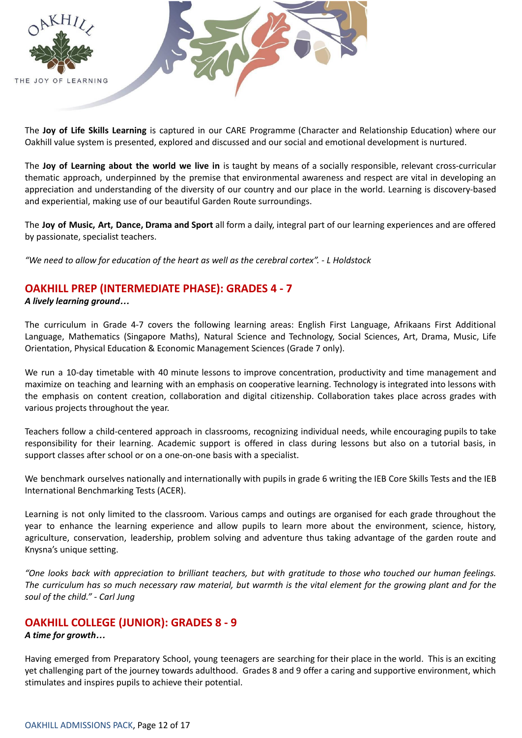The **Joy of Life Skills Learning** is captured in our CARE Programme (Character and Relationship Education) where our Oakhill value system is presented, explored and discussed and our social and emotional development is nurtured.

The **Joy of Learning about the world we live in** is taught by means of a socially responsible, relevant cross-curricular thematic approach, underpinned by the premise that environmental awareness and respect are vital in developing an appreciation and understanding of the diversity of our country and our place in the world. Learning is discovery-based and experiential, making use of our beautiful Garden Route surroundings.

The **Joy of Music, Art, Dance, Drama and Sport** all form a daily, integral part of our learning experiences and are offered by passionate, specialist teachers.

*"We need to allow for education of the heart as well as the cerebral cortex". - L Holdstock*

## OAKHILL PREP (INTERMEDIATE PHASE): GRADES 4 - 7

***A lively learning ground…***

The curriculum in Grade 4-7 covers the following learning areas: English First Language, Afrikaans First Additional Language, Mathematics (Singapore Maths), Natural Science and Technology, Social Sciences, Art, Drama, Music, Life Orientation, Physical Education & Economic Management Sciences (Grade 7 only).

We run a 10-day timetable with 40 minute lessons to improve concentration, productivity and time management and maximize on teaching and learning with an emphasis on cooperative learning. Technology is integrated into lessons with the emphasis on content creation, collaboration and digital citizenship. Collaboration takes place across grades with various projects throughout the year.

Teachers follow a child-centered approach in classrooms, recognizing individual needs, while encouraging pupils to take responsibility for their learning. Academic support is offered in class during lessons but also on a tutorial basis, in support classes after school or on a one-on-one basis with a specialist.

We benchmark ourselves nationally and internationally with pupils in grade 6 writing the IEB Core Skills Tests and the IEB International Benchmarking Tests (ACER).

Learning is not only limited to the classroom. Various camps and outings are organised for each grade throughout the year to enhance the learning experience and allow pupils to learn more about the environment, science, history, agriculture, conservation, leadership, problem solving and adventure thus taking advantage of the garden route and Knysna's unique setting.

*"One looks back with appreciation to brilliant teachers, but with gratitude to those who touched our human feelings. The curriculum has so much necessary raw material, but warmth is the vital element for the growing plant and for the soul of the child." - Carl Jung*

## OAKHILL COLLEGE (JUNIOR): GRADES 8 - 9

***A time for growth…***

Having emerged from Preparatory School, young teenagers are searching for their place in the world. This is an exciting yet challenging part of the journey towards adulthood. Grades 8 and 9 offer a caring and supportive environment, which stimulates and inspires pupils to achieve their potential.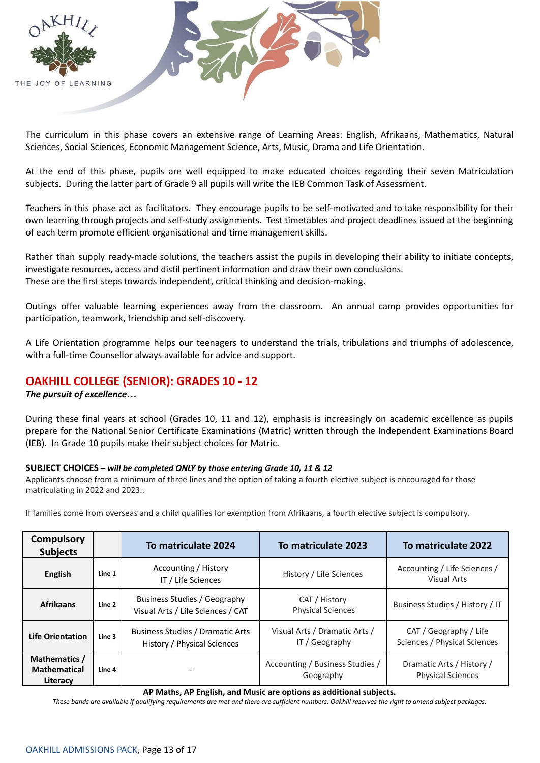The curriculum in this phase covers an extensive range of Learning Areas: English, Afrikaans, Mathematics, Natural Sciences, Social Sciences, Economic Management Science, Arts, Music, Drama and Life Orientation.

At the end of this phase, pupils are well equipped to make educated choices regarding their seven Matriculation subjects. During the latter part of Grade 9 all pupils will write the IEB Common Task of Assessment.

Teachers in this phase act as facilitators. They encourage pupils to be self-motivated and to take responsibility for their own learning through projects and self-study assignments. Test timetables and project deadlines issued at the beginning of each term promote efficient organisational and time management skills.

Rather than supply ready-made solutions, the teachers assist the pupils in developing their ability to initiate concepts, investigate resources, access and distil pertinent information and draw their own conclusions.
These are the first steps towards independent, critical thinking and decision-making.

Outings offer valuable learning experiences away from the classroom. An annual camp provides opportunities for participation, teamwork, friendship and self-discovery.

A Life Orientation programme helps our teenagers to understand the trials, tribulations and triumphs of adolescence, with a full-time Counsellor always available for advice and support.

## OAKHILL COLLEGE (SENIOR): GRADES 10 - 12

***The pursuit of excellence…***

During these final years at school (Grades 10, 11 and 12), emphasis is increasingly on academic excellence as pupils prepare for the National Senior Certificate Examinations (Matric) written through the Independent Examinations Board (IEB). In Grade 10 pupils make their subject choices for Matric.

**SUBJECT CHOICES –** ***will be completed ONLY by those entering Grade 10, 11 & 12***

Applicants choose from a minimum of three lines and the option of taking a fourth elective subject is encouraged for those matriculating in 2022 and 2023..

If families come from overseas and a child qualifies for exemption from Afrikaans, a fourth elective subject is compulsory.

| Compulsory Subjects | | To matriculate 2024 | To matriculate 2023 | To matriculate 2022 |
|---|---|---|---|---|
| **English** | Line 1 | Accounting / History IT / Life Sciences | History / Life Sciences | Accounting / Life Sciences / Visual Arts |
| **Afrikaans** | Line 2 | Business Studies / Geography Visual Arts / Life Sciences / CAT | CAT / History Physical Sciences | Business Studies / History / IT |
| **Life Orientation** | Line 3 | Business Studies / Dramatic Arts History / Physical Sciences | Visual Arts / Dramatic Arts / IT / Geography | CAT / Geography / Life Sciences / Physical Sciences |
| **Mathematics / Mathematical Literacy** | Line 4 | - | Accounting / Business Studies / Geography | Dramatic Arts / History / Physical Sciences |

**AP Maths, AP English, and Music are options as additional subjects.**

*These bands are available if qualifying requirements are met and there are sufficient numbers. Oakhill reserves the right to amend subject packages.*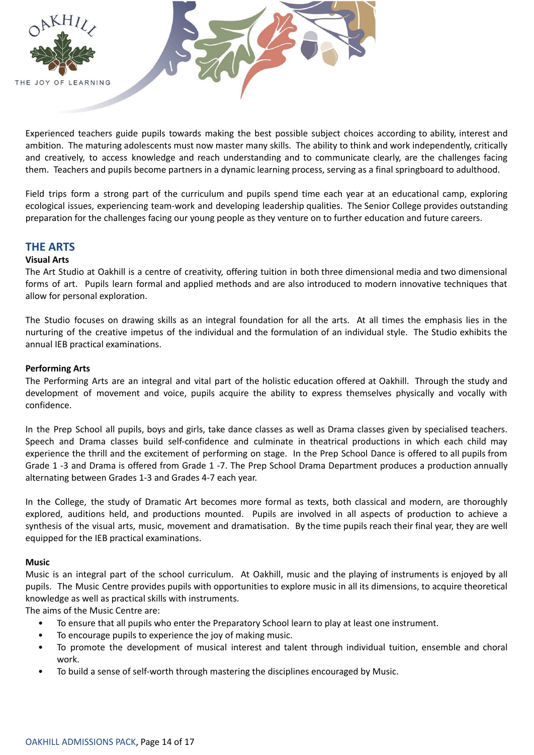Experienced teachers guide pupils towards making the best possible subject choices according to ability, interest and ambition. The maturing adolescents must now master many skills. The ability to think and work independently, critically and creatively, to access knowledge and reach understanding and to communicate clearly, are the challenges facing them. Teachers and pupils become partners in a dynamic learning process, serving as a final springboard to adulthood.

Field trips form a strong part of the curriculum and pupils spend time each year at an educational camp, exploring ecological issues, experiencing team-work and developing leadership qualities. The Senior College provides outstanding preparation for the challenges facing our young people as they venture on to further education and future careers.

## THE ARTS

**Visual Arts**

The Art Studio at Oakhill is a centre of creativity, offering tuition in both three dimensional media and two dimensional forms of art. Pupils learn formal and applied methods and are also introduced to modern innovative techniques that allow for personal exploration.

The Studio focuses on drawing skills as an integral foundation for all the arts. At all times the emphasis lies in the nurturing of the creative impetus of the individual and the formulation of an individual style. The Studio exhibits the annual IEB practical examinations.

**Performing Arts**

The Performing Arts are an integral and vital part of the holistic education offered at Oakhill. Through the study and development of movement and voice, pupils acquire the ability to express themselves physically and vocally with confidence.

In the Prep School all pupils, boys and girls, take dance classes as well as Drama classes given by specialised teachers. Speech and Drama classes build self-confidence and culminate in theatrical productions in which each child may experience the thrill and the excitement of performing on stage. In the Prep School Dance is offered to all pupils from Grade 1 -3 and Drama is offered from Grade 1 -7. The Prep School Drama Department produces a production annually alternating between Grades 1-3 and Grades 4-7 each year.

In the College, the study of Dramatic Art becomes more formal as texts, both classical and modern, are thoroughly explored, auditions held, and productions mounted. Pupils are involved in all aspects of production to achieve a synthesis of the visual arts, music, movement and dramatisation. By the time pupils reach their final year, they are well equipped for the IEB practical examinations.

**Music**

Music is an integral part of the school curriculum. At Oakhill, music and the playing of instruments is enjoyed by all pupils. The Music Centre provides pupils with opportunities to explore music in all its dimensions, to acquire theoretical knowledge as well as practical skills with instruments.

The aims of the Music Centre are:

- To ensure that all pupils who enter the Preparatory School learn to play at least one instrument.
- To encourage pupils to experience the joy of making music.
- To promote the development of musical interest and talent through individual tuition, ensemble and choral work.
- To build a sense of self-worth through mastering the disciplines encouraged by Music.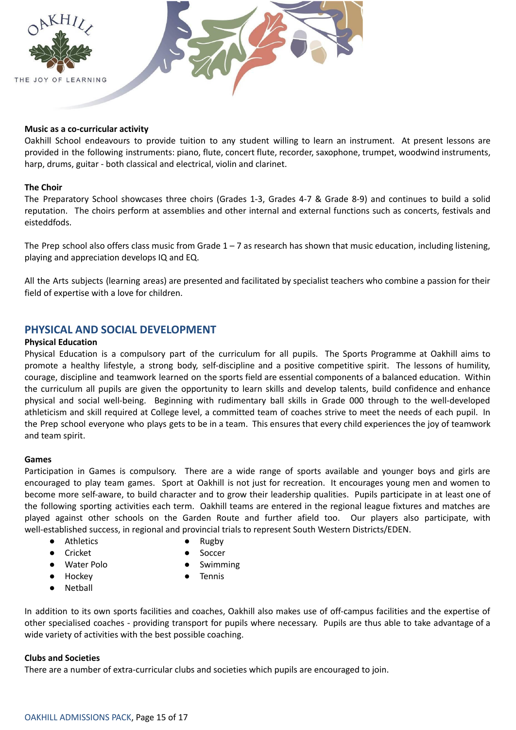**Music as a co-curricular activity**

Oakhill School endeavours to provide tuition to any student willing to learn an instrument. At present lessons are provided in the following instruments: piano, flute, concert flute, recorder, saxophone, trumpet, woodwind instruments, harp, drums, guitar - both classical and electrical, violin and clarinet.

**The Choir**

The Preparatory School showcases three choirs (Grades 1-3, Grades 4-7 & Grade 8-9) and continues to build a solid reputation. The choirs perform at assemblies and other internal and external functions such as concerts, festivals and eisteddfods.

The Prep school also offers class music from Grade 1 – 7 as research has shown that music education, including listening, playing and appreciation develops IQ and EQ.

All the Arts subjects (learning areas) are presented and facilitated by specialist teachers who combine a passion for their field of expertise with a love for children.

## PHYSICAL AND SOCIAL DEVELOPMENT

**Physical Education**

Physical Education is a compulsory part of the curriculum for all pupils. The Sports Programme at Oakhill aims to promote a healthy lifestyle, a strong body, self-discipline and a positive competitive spirit. The lessons of humility, courage, discipline and teamwork learned on the sports field are essential components of a balanced education. Within the curriculum all pupils are given the opportunity to learn skills and develop talents, build confidence and enhance physical and social well-being. Beginning with rudimentary ball skills in Grade 000 through to the well-developed athleticism and skill required at College level, a committed team of coaches strive to meet the needs of each pupil. In the Prep school everyone who plays gets to be in a team. This ensures that every child experiences the joy of teamwork and team spirit.

**Games**

Participation in Games is compulsory. There are a wide range of sports available and younger boys and girls are encouraged to play team games. Sport at Oakhill is not just for recreation. It encourages young men and women to become more self-aware, to build character and to grow their leadership qualities. Pupils participate in at least one of the following sporting activities each term. Oakhill teams are entered in the regional league fixtures and matches are played against other schools on the Garden Route and further afield too. Our players also participate, with well-established success, in regional and provincial trials to represent South Western Districts/EDEN.

- Athletics
- Cricket
- Water Polo
- Hockey
- Netball
- Rugby
- Soccer
- Swimming
- Tennis

In addition to its own sports facilities and coaches, Oakhill also makes use of off-campus facilities and the expertise of other specialised coaches - providing transport for pupils where necessary. Pupils are thus able to take advantage of a wide variety of activities with the best possible coaching.

**Clubs and Societies**

There are a number of extra-curricular clubs and societies which pupils are encouraged to join.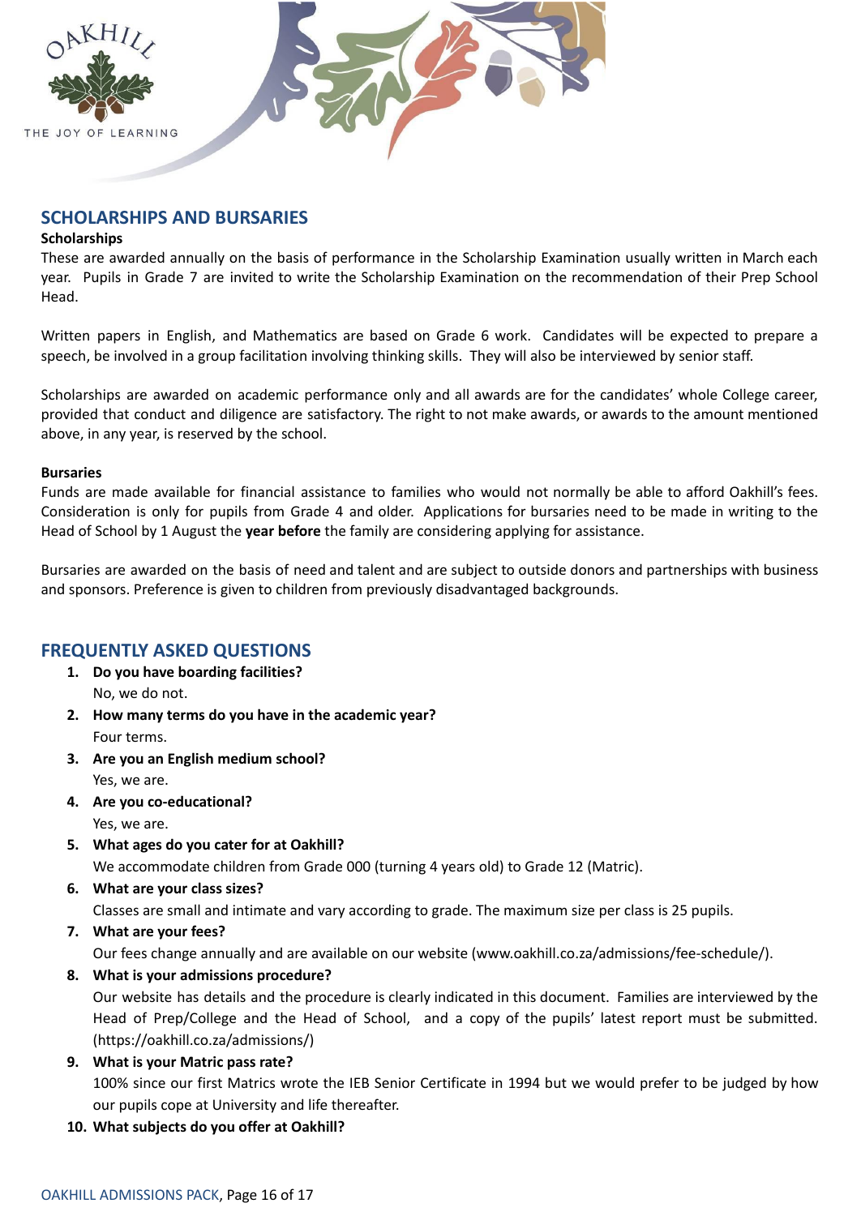## SCHOLARSHIPS AND BURSARIES

**Scholarships**

These are awarded annually on the basis of performance in the Scholarship Examination usually written in March each year. Pupils in Grade 7 are invited to write the Scholarship Examination on the recommendation of their Prep School Head.

Written papers in English, and Mathematics are based on Grade 6 work. Candidates will be expected to prepare a speech, be involved in a group facilitation involving thinking skills. They will also be interviewed by senior staff.

Scholarships are awarded on academic performance only and all awards are for the candidates' whole College career, provided that conduct and diligence are satisfactory. The right to not make awards, or awards to the amount mentioned above, in any year, is reserved by the school.

**Bursaries**

Funds are made available for financial assistance to families who would not normally be able to afford Oakhill's fees. Consideration is only for pupils from Grade 4 and older. Applications for bursaries need to be made in writing to the Head of School by 1 August the **year before** the family are considering applying for assistance.

Bursaries are awarded on the basis of need and talent and are subject to outside donors and partnerships with business and sponsors. Preference is given to children from previously disadvantaged backgrounds.

## FREQUENTLY ASKED QUESTIONS

1. **Do you have boarding facilities?**
   No, we do not.
2. **How many terms do you have in the academic year?**
   Four terms.
3. **Are you an English medium school?**
   Yes, we are.
4. **Are you co-educational?**
   Yes, we are.
5. **What ages do you cater for at Oakhill?**
   We accommodate children from Grade 000 (turning 4 years old) to Grade 12 (Matric).
6. **What are your class sizes?**
   Classes are small and intimate and vary according to grade. The maximum size per class is 25 pupils.
7. **What are your fees?**
   Our fees change annually and are available on our website (www.oakhill.co.za/admissions/fee-schedule/).
8. **What is your admissions procedure?**
   Our website has details and the procedure is clearly indicated in this document. Families are interviewed by the Head of Prep/College and the Head of School, and a copy of the pupils' latest report must be submitted. (https://oakhill.co.za/admissions/)
9. **What is your Matric pass rate?**
   100% since our first Matrics wrote the IEB Senior Certificate in 1994 but we would prefer to be judged by how our pupils cope at University and life thereafter.
10. **What subjects do you offer at Oakhill?**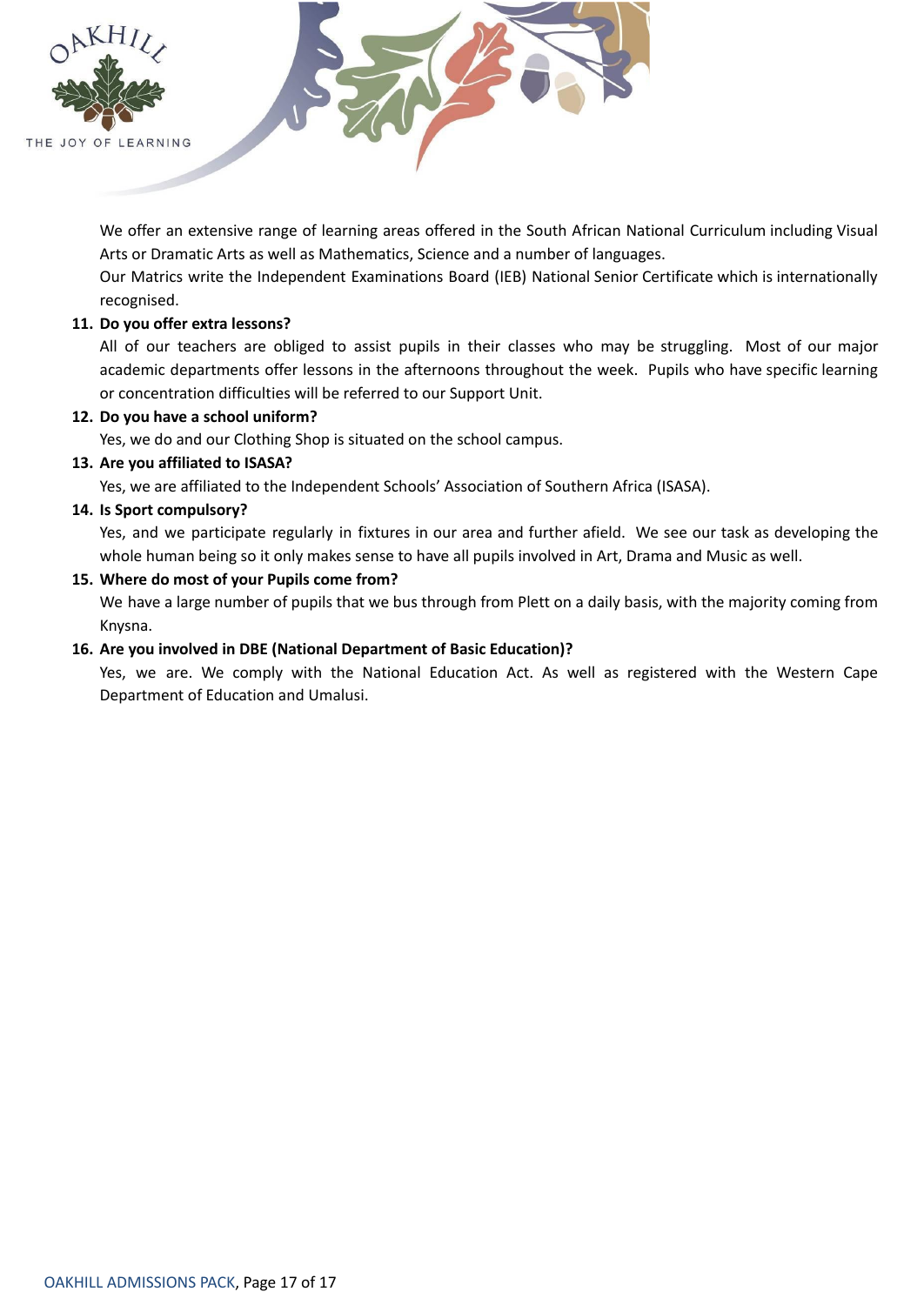We offer an extensive range of learning areas offered in the South African National Curriculum including Visual Arts or Dramatic Arts as well as Mathematics, Science and a number of languages.

Our Matrics write the Independent Examinations Board (IEB) National Senior Certificate which is internationally recognised.

11. **Do you offer extra lessons?**

    All of our teachers are obliged to assist pupils in their classes who may be struggling. Most of our major academic departments offer lessons in the afternoons throughout the week. Pupils who have specific learning or concentration difficulties will be referred to our Support Unit.

12. **Do you have a school uniform?**

    Yes, we do and our Clothing Shop is situated on the school campus.

13. **Are you affiliated to ISASA?**

    Yes, we are affiliated to the Independent Schools' Association of Southern Africa (ISASA).

14. **Is Sport compulsory?**

    Yes, and we participate regularly in fixtures in our area and further afield. We see our task as developing the whole human being so it only makes sense to have all pupils involved in Art, Drama and Music as well.

15. **Where do most of your Pupils come from?**

    We have a large number of pupils that we bus through from Plett on a daily basis, with the majority coming from Knysna.

16. **Are you involved in DBE (National Department of Basic Education)?**

    Yes, we are. We comply with the National Education Act. As well as registered with the Western Cape Department of Education and Umalusi.